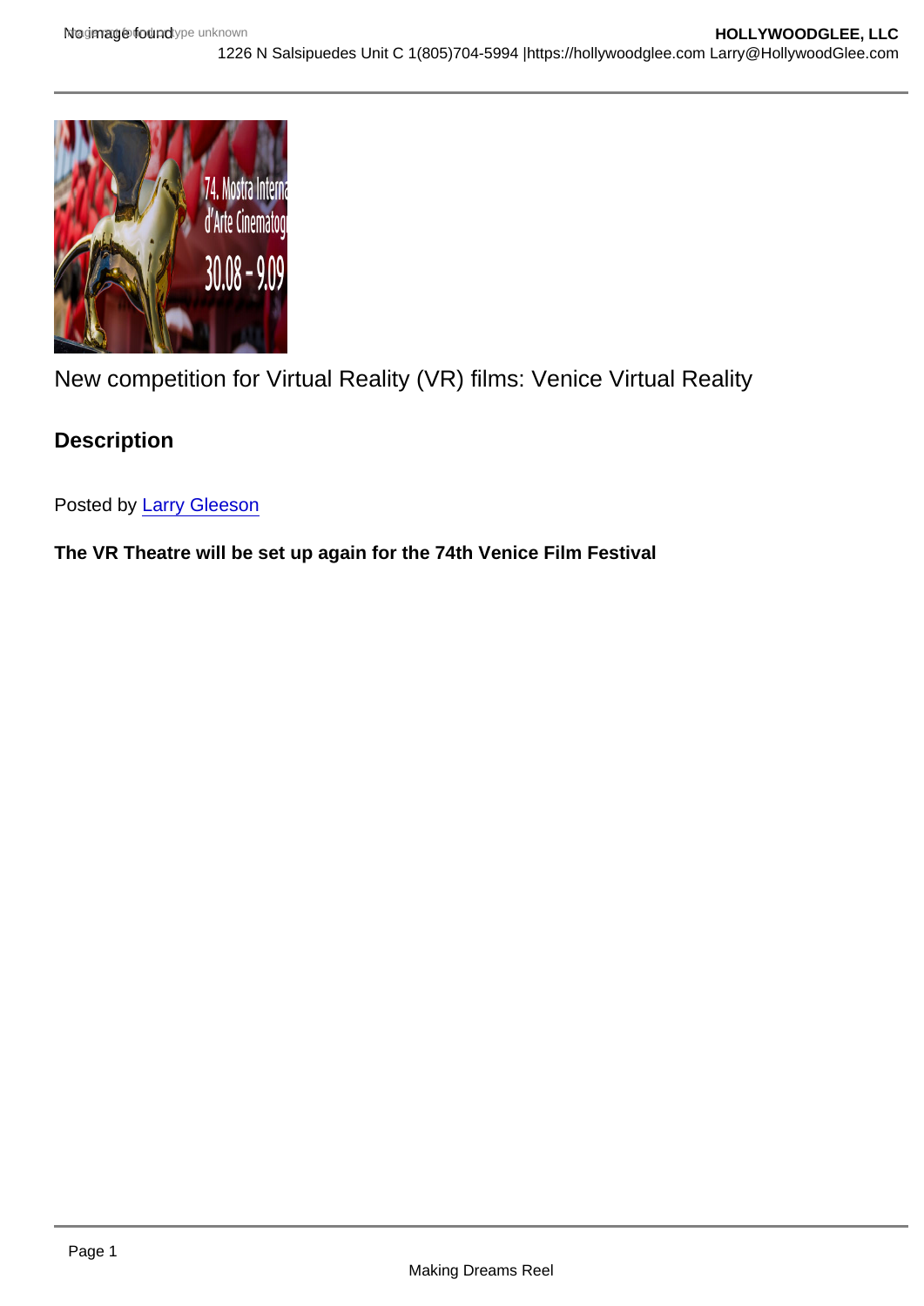New competition for Virtual Reality (VR) films: Venice Virtual Reality

## Description

Posted by [Larry Gleeson]

**The VR Theatre will be set up again for the 74th Venice Film Festival**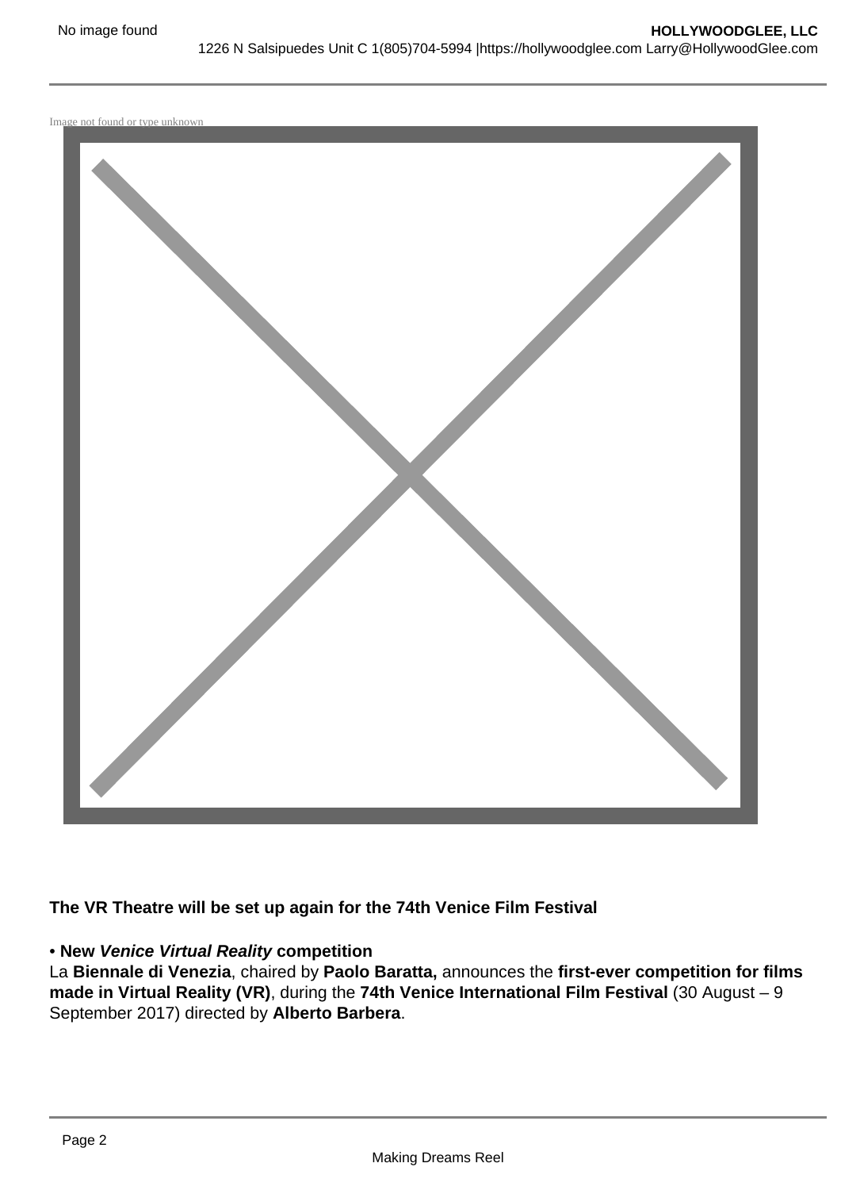**The VR Theatre will be set up again for the 74th Venice Film Festival**

**• New *Venice Virtual Reality* competition**

La **Biennale di Venezia**, chaired by **Paolo Baratta,** announces the **first-ever competition for films made in Virtual Reality (VR)**, during the **74th Venice International Film Festival** (30 August – 9 September 2017) directed by **Alberto Barbera**.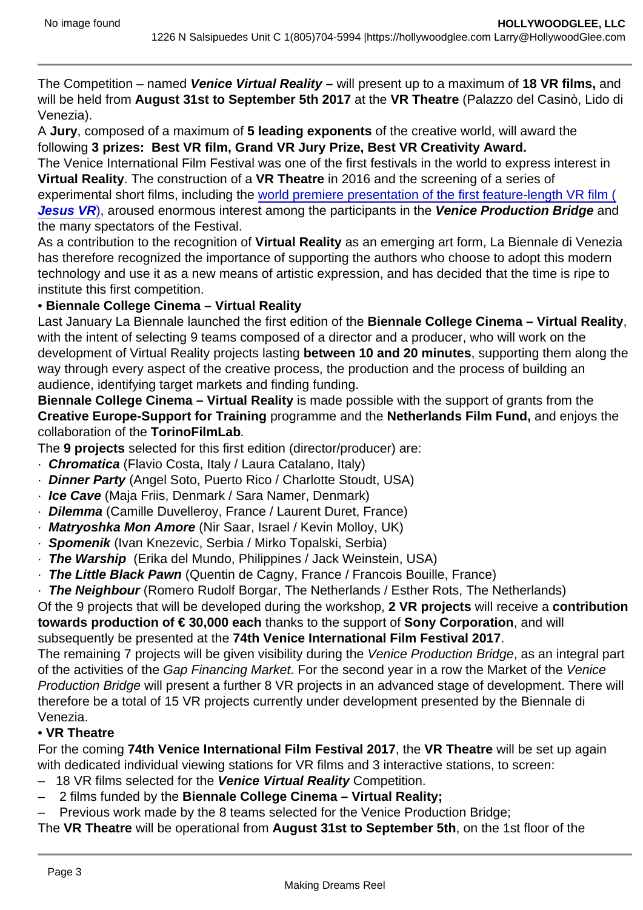The Competition – named ***Venice Virtual Reality*** – will present up to a maximum of **18 VR films,** and will be held from **August 31st to September 5th 2017** at the **VR Theatre** (Palazzo del Casinò, Lido di Venezia).

A **Jury**, composed of a maximum of **5 leading exponents** of the creative world, will award the following **3 prizes: Best VR film, Grand VR Jury Prize, Best VR Creativity Award.**

The Venice International Film Festival was one of the first festivals in the world to express interest in **Virtual Reality**. The construction of a **VR Theatre** in 2016 and the screening of a series of experimental short films, including the world premiere presentation of the first feature-length VR film (***Jesus VR***), aroused enormous interest among the participants in the ***Venice Production Bridge*** and the many spectators of the Festival.

As a contribution to the recognition of **Virtual Reality** as an emerging art form, La Biennale di Venezia has therefore recognized the importance of supporting the authors who choose to adopt this modern technology and use it as a new means of artistic expression, and has decided that the time is ripe to institute this first competition.

**• Biennale College Cinema – Virtual Reality**

Last January La Biennale launched the first edition of the **Biennale College Cinema – Virtual Reality**, with the intent of selecting 9 teams composed of a director and a producer, who will work on the development of Virtual Reality projects lasting **between 10 and 20 minutes**, supporting them along the way through every aspect of the creative process, the production and the process of building an audience, identifying target markets and finding funding.

**Biennale College Cinema – Virtual Reality** is made possible with the support of grants from the **Creative Europe-Support for Training** programme and the **Netherlands Film Fund,** and enjoys the collaboration of the **TorinoFilmLab**.

The **9 projects** selected for this first edition (director/producer) are:

· ***Chromatica*** (Flavio Costa, Italy / Laura Catalano, Italy)
· ***Dinner Party*** (Angel Soto, Puerto Rico / Charlotte Stoudt, USA)
· ***Ice Cave*** (Maja Friis, Denmark / Sara Namer, Denmark)
· ***Dilemma*** (Camille Duvelleroy, France / Laurent Duret, France)
· ***Matryoshka Mon Amore*** (Nir Saar, Israel / Kevin Molloy, UK)
· ***Spomenik*** (Ivan Knezevic, Serbia / Mirko Topalski, Serbia)
· ***The Warship*** (Erika del Mundo, Philippines / Jack Weinstein, USA)
· ***The Little Black Pawn*** (Quentin de Cagny, France / Francois Bouille, France)
· ***The Neighbour*** (Romero Rudolf Borgar, The Netherlands / Esther Rots, The Netherlands)

Of the 9 projects that will be developed during the workshop, **2 VR projects** will receive a **contribution towards production of € 30,000 each** thanks to the support of **Sony Corporation**, and will subsequently be presented at the **74th Venice International Film Festival 2017**.

The remaining 7 projects will be given visibility during the *Venice Production Bridge*, as an integral part of the activities of the *Gap Financing Market*. For the second year in a row the Market of the *Venice Production Bridge* will present a further 8 VR projects in an advanced stage of development. There will therefore be a total of 15 VR projects currently under development presented by the Biennale di Venezia.

**• VR Theatre**

For the coming **74th Venice International Film Festival 2017**, the **VR Theatre** will be set up again with dedicated individual viewing stations for VR films and 3 interactive stations, to screen:

– 18 VR films selected for the ***Venice Virtual Reality*** Competition.
– 2 films funded by the **Biennale College Cinema – Virtual Reality;**
– Previous work made by the 8 teams selected for the Venice Production Bridge;

The **VR Theatre** will be operational from **August 31st to September 5th**, on the 1st floor of the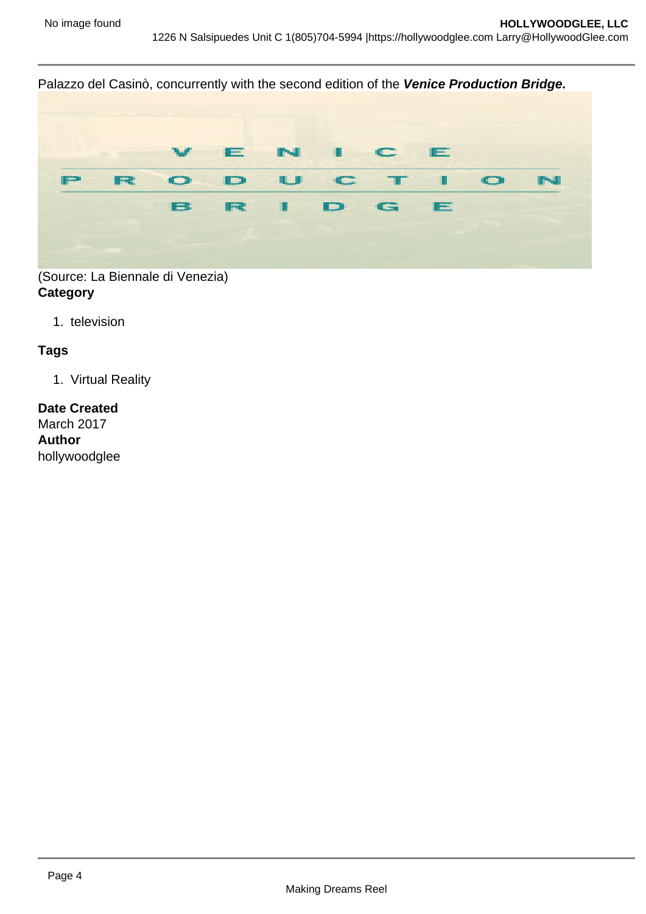Palazzo del Casinò, concurrently with the second edition of the ***Venice Production Bridge.***

(Source: La Biennale di Venezia)

**Category**

1. television

**Tags**

1. Virtual Reality

**Date Created**
March 2017
**Author**
hollywoodglee